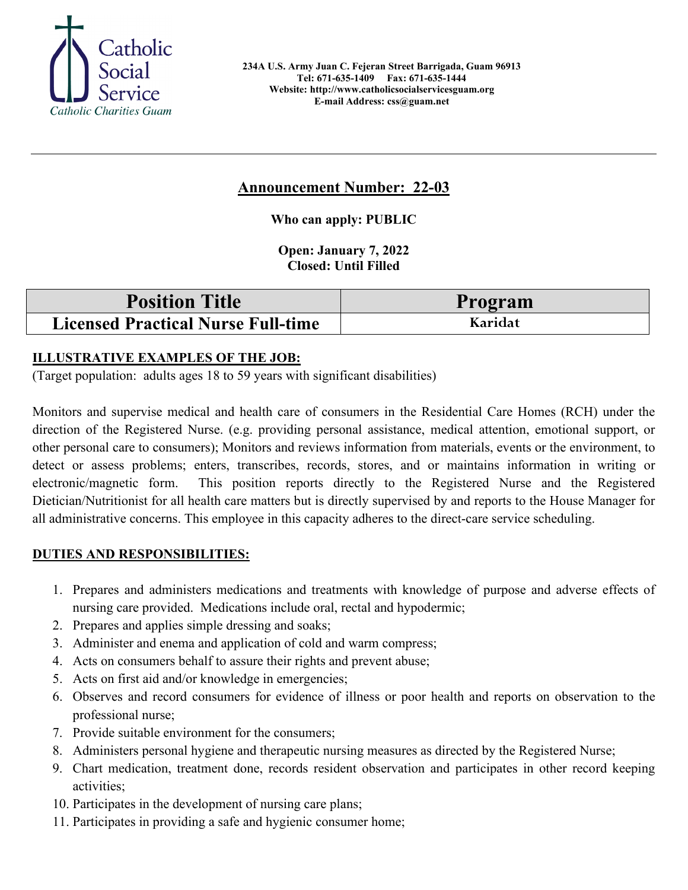Catholic Social Service
*Catholic Charities Guam*

**234A U.S. Army Juan C. Fejeran Street Barrigada, Guam 96913**
**Tel: 671-635-1409 Fax: 671-635-1444**
**Website: http://www.catholicsocialservicesguam.org**
**E-mail Address: css@guam.net**

---

## Announcement Number: 22-03

**Who can apply: PUBLIC**

**Open: January 7, 2022**
**Closed: Until Filled**

| Position Title | Program |
|---|---|
| **Licensed Practical Nurse Full-time** | **Karidat** |

**ILLUSTRATIVE EXAMPLES OF THE JOB:**

(Target population: adults ages 18 to 59 years with significant disabilities)

Monitors and supervise medical and health care of consumers in the Residential Care Homes (RCH) under the direction of the Registered Nurse. (e.g. providing personal assistance, medical attention, emotional support, or other personal care to consumers); Monitors and reviews information from materials, events or the environment, to detect or assess problems; enters, transcribes, records, stores, and or maintains information in writing or electronic/magnetic form. This position reports directly to the Registered Nurse and the Registered Dietician/Nutritionist for all health care matters but is directly supervised by and reports to the House Manager for all administrative concerns. This employee in this capacity adheres to the direct-care service scheduling.

**DUTIES AND RESPONSIBILITIES:**

1. Prepares and administers medications and treatments with knowledge of purpose and adverse effects of nursing care provided. Medications include oral, rectal and hypodermic;
2. Prepares and applies simple dressing and soaks;
3. Administer and enema and application of cold and warm compress;
4. Acts on consumers behalf to assure their rights and prevent abuse;
5. Acts on first aid and/or knowledge in emergencies;
6. Observes and record consumers for evidence of illness or poor health and reports on observation to the professional nurse;
7. Provide suitable environment for the consumers;
8. Administers personal hygiene and therapeutic nursing measures as directed by the Registered Nurse;
9. Chart medication, treatment done, records resident observation and participates in other record keeping activities;
10. Participates in the development of nursing care plans;
11. Participates in providing a safe and hygienic consumer home;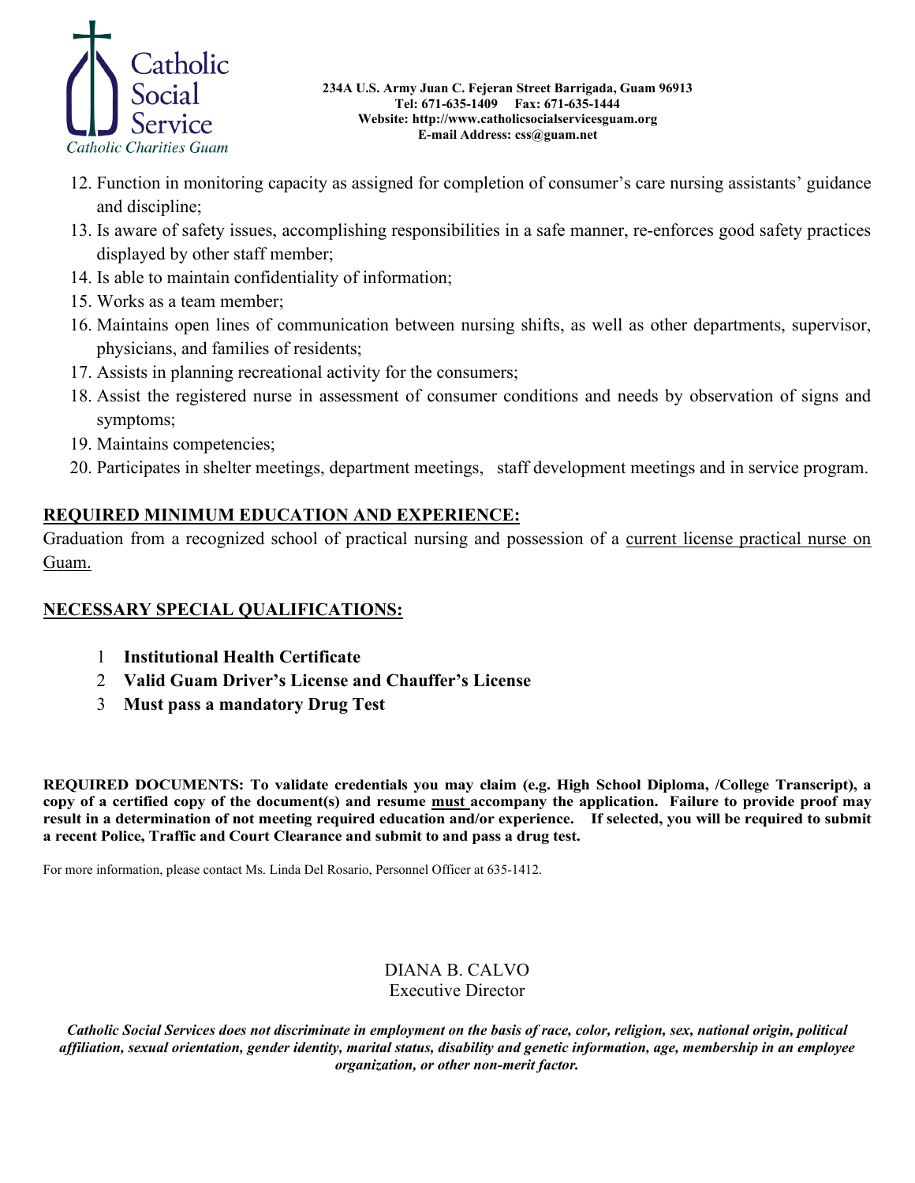Catholic Social Service
Catholic Charities Guam

**234A U.S. Army Juan C. Fejeran Street Barrigada, Guam 96913**
**Tel: 671-635-1409 Fax: 671-635-1444**
**Website: http://www.catholicsocialservicesguam.org**
**E-mail Address: css@guam.net**

12. Function in monitoring capacity as assigned for completion of consumer's care nursing assistants' guidance and discipline;
13. Is aware of safety issues, accomplishing responsibilities in a safe manner, re-enforces good safety practices displayed by other staff member;
14. Is able to maintain confidentiality of information;
15. Works as a team member;
16. Maintains open lines of communication between nursing shifts, as well as other departments, supervisor, physicians, and families of residents;
17. Assists in planning recreational activity for the consumers;
18. Assist the registered nurse in assessment of consumer conditions and needs by observation of signs and symptoms;
19. Maintains competencies;
20. Participates in shelter meetings, department meetings, staff development meetings and in service program.

**REQUIRED MINIMUM EDUCATION AND EXPERIENCE:**

Graduation from a recognized school of practical nursing and possession of a current license practical nurse on Guam.

**NECESSARY SPECIAL QUALIFICATIONS:**

1. **Institutional Health Certificate**
2. **Valid Guam Driver's License and Chauffer's License**
3. **Must pass a mandatory Drug Test**

**REQUIRED DOCUMENTS: To validate credentials you may claim (e.g. High School Diploma, /College Transcript), a copy of a certified copy of the document(s) and resume must accompany the application. Failure to provide proof may result in a determination of not meeting required education and/or experience. If selected, you will be required to submit a recent Police, Traffic and Court Clearance and submit to and pass a drug test.**

For more information, please contact Ms. Linda Del Rosario, Personnel Officer at 635-1412.

DIANA B. CALVO
Executive Director

***Catholic Social Services does not discriminate in employment on the basis of race, color, religion, sex, national origin, political affiliation, sexual orientation, gender identity, marital status, disability and genetic information, age, membership in an employee organization, or other non-merit factor.***